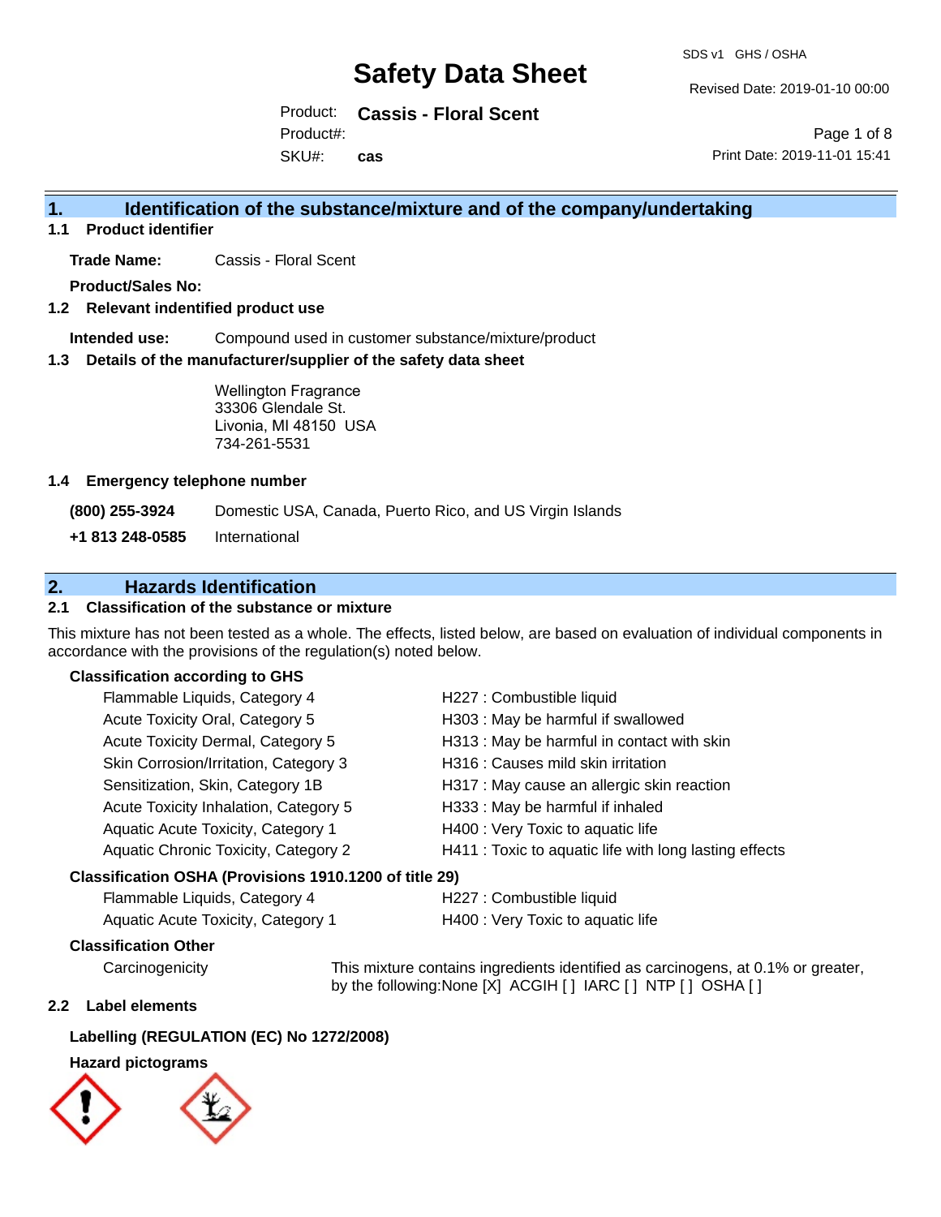# Safety Data Sheet

SDS v1 GHS / OSHA

Revised Date: 2019-01-10 00:00

Product: **Cassis - Floral Scent**

Product#:

SKU#: **cas**

Print Date: 2019-11-01 15:41

## 1. Identification of the substance/mixture and of the company/undertaking

### 1.1 Product identifier

**Trade Name:** Cassis - Floral Scent

**Product/Sales No:**

### 1.2 Relevant indentified product use

**Intended use:** Compound used in customer substance/mixture/product

### 1.3 Details of the manufacturer/supplier of the safety data sheet

Wellington Fragrance
33306 Glendale St.
Livonia, MI 48150 USA
734-261-5531

### 1.4 Emergency telephone number

**(800) 255-3924** Domestic USA, Canada, Puerto Rico, and US Virgin Islands

**+1 813 248-0585** International

## 2. Hazards Identification

### 2.1 Classification of the substance or mixture

This mixture has not been tested as a whole. The effects, listed below, are based on evaluation of individual components in accordance with the provisions of the regulation(s) noted below.

**Classification according to GHS**

| | |
|---|---|
| Flammable Liquids, Category 4 | H227 : Combustible liquid |
| Acute Toxicity Oral, Category 5 | H303 : May be harmful if swallowed |
| Acute Toxicity Dermal, Category 5 | H313 : May be harmful in contact with skin |
| Skin Corrosion/Irritation, Category 3 | H316 : Causes mild skin irritation |
| Sensitization, Skin, Category 1B | H317 : May cause an allergic skin reaction |
| Acute Toxicity Inhalation, Category 5 | H333 : May be harmful if inhaled |
| Aquatic Acute Toxicity, Category 1 | H400 : Very Toxic to aquatic life |
| Aquatic Chronic Toxicity, Category 2 | H411 : Toxic to aquatic life with long lasting effects |

**Classification OSHA (Provisions 1910.1200 of title 29)**

| | |
|---|---|
| Flammable Liquids, Category 4 | H227 : Combustible liquid |
| Aquatic Acute Toxicity, Category 1 | H400 : Very Toxic to aquatic life |

**Classification Other**

Carcinogenicity: This mixture contains ingredients identified as carcinogens, at 0.1% or greater, by the following:None [X] ACGIH [ ] IARC [ ] NTP [ ] OSHA [ ]

### 2.2 Label elements

**Labelling (REGULATION (EC) No 1272/2008)**

**Hazard pictograms**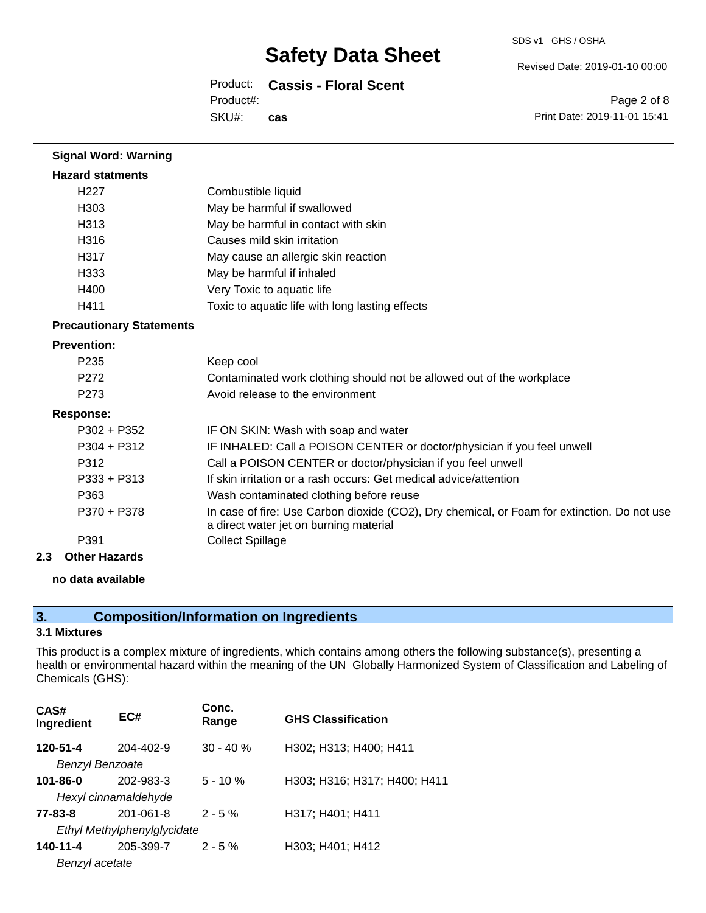**Signal Word: Warning**

**Hazard statments**

| | |
|---|---|
| H227 | Combustible liquid |
| H303 | May be harmful if swallowed |
| H313 | May be harmful in contact with skin |
| H316 | Causes mild skin irritation |
| H317 | May cause an allergic skin reaction |
| H333 | May be harmful if inhaled |
| H400 | Very Toxic to aquatic life |
| H411 | Toxic to aquatic life with long lasting effects |

**Precautionary Statements**

**Prevention:**

| | |
|---|---|
| P235 | Keep cool |
| P272 | Contaminated work clothing should not be allowed out of the workplace |
| P273 | Avoid release to the environment |

**Response:**

| | |
|---|---|
| P302 + P352 | IF ON SKIN: Wash with soap and water |
| P304 + P312 | IF INHALED: Call a POISON CENTER or doctor/physician if you feel unwell |
| P312 | Call a POISON CENTER or doctor/physician if you feel unwell |
| P333 + P313 | If skin irritation or a rash occurs: Get medical advice/attention |
| P363 | Wash contaminated clothing before reuse |
| P370 + P378 | In case of fire: Use Carbon dioxide ($CO_2$), Dry chemical, or Foam for extinction. Do not use a direct water jet on burning material |
| P391 | Collect Spillage |

**2.3 Other Hazards**

**no data available**

## 3. Composition/Information on Ingredients

### 3.1 Mixtures

This product is a complex mixture of ingredients, which contains among others the following substance(s), presenting a health or environmental hazard within the meaning of the UN Globally Harmonized System of Classification and Labeling of Chemicals (GHS):

| CAS# Ingredient | EC# | Conc. Range | GHS Classification |
|---|---|---|---|
| **120-51-4** *Benzyl Benzoate* | 204-402-9 | 30 - 40 % | H302; H313; H400; H411 |
| **101-86-0** *Hexyl cinnamaldehyde* | 202-983-3 | 5 - 10 % | H303; H316; H317; H400; H411 |
| **77-83-8** *Ethyl Methylphenylglycidate* | 201-061-8 | 2 - 5 % | H317; H401; H411 |
| **140-11-4** *Benzyl acetate* | 205-399-7 | 2 - 5 % | H303; H401; H412 |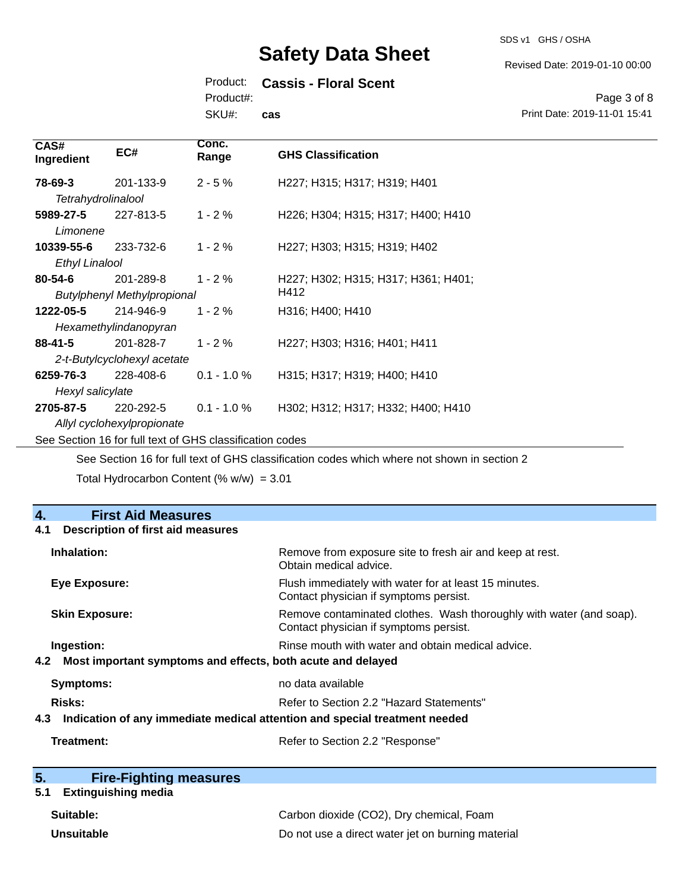| CAS# Ingredient | EC# | Conc. Range | GHS Classification |
|---|---|---|---|
| **78-69-3** *Tetrahydrolinalool* | 201-133-9 | 2 - 5 % | H227; H315; H317; H319; H401 |
| **5989-27-5** *Limonene* | 227-813-5 | 1 - 2 % | H226; H304; H315; H317; H400; H410 |
| **10339-55-6** *Ethyl Linalool* | 233-732-6 | 1 - 2 % | H227; H303; H315; H319; H402 |
| **80-54-6** *Butylphenyl Methylpropional* | 201-289-8 | 1 - 2 % | H227; H302; H315; H317; H361; H401; H412 |
| **1222-05-5** *Hexamethylindanopyran* | 214-946-9 | 1 - 2 % | H316; H400; H410 |
| **88-41-5** *2-t-Butylcyclohexyl acetate* | 201-828-7 | 1 - 2 % | H227; H303; H316; H401; H411 |
| **6259-76-3** *Hexyl salicylate* | 228-408-6 | 0.1 - 1.0 % | H315; H317; H319; H400; H410 |
| **2705-87-5** *Allyl cyclohexylpropionate* | 220-292-5 | 0.1 - 1.0 % | H302; H312; H317; H332; H400; H410 |

See Section 16 for full text of GHS classification codes

See Section 16 for full text of GHS classification codes which where not shown in section 2

Total Hydrocarbon Content (% w/w) = 3.01

## 4. First Aid Measures

### 4.1 Description of first aid measures

**Inhalation:** Remove from exposure site to fresh air and keep at rest. Obtain medical advice.

**Eye Exposure:** Flush immediately with water for at least 15 minutes. Contact physician if symptoms persist.

**Skin Exposure:** Remove contaminated clothes. Wash thoroughly with water (and soap). Contact physician if symptoms persist.

**Ingestion:** Rinse mouth with water and obtain medical advice.

### 4.2 Most important symptoms and effects, both acute and delayed

**Symptoms:** no data available

**Risks:** Refer to Section 2.2 "Hazard Statements"

### 4.3 Indication of any immediate medical attention and special treatment needed

**Treatment:** Refer to Section 2.2 "Response"

## 5. Fire-Fighting measures

### 5.1 Extinguishing media

**Suitable:** Carbon dioxide ($CO_2$), Dry chemical, Foam

**Unsuitable** Do not use a direct water jet on burning material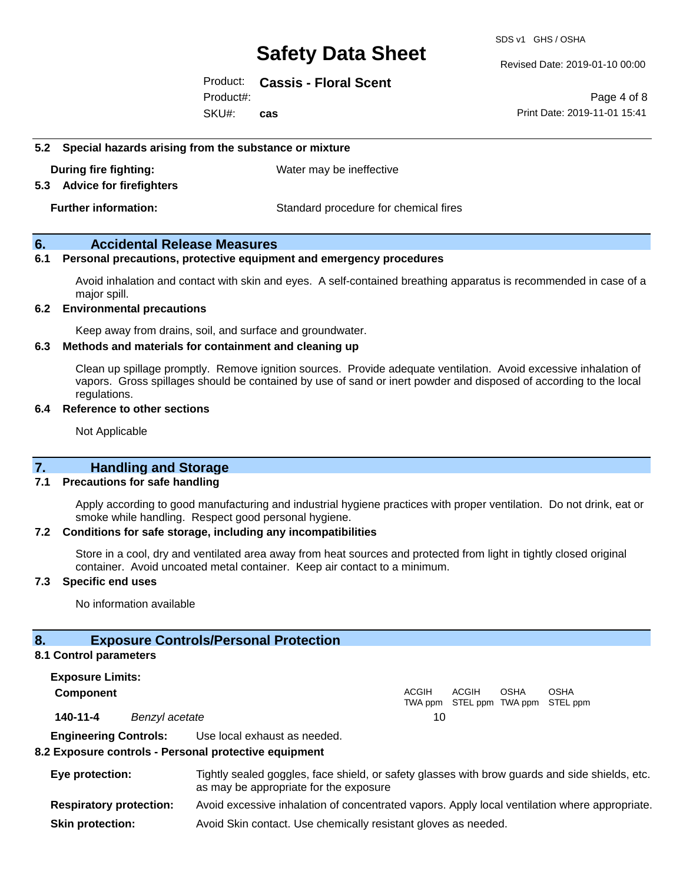### 5.2 Special hazards arising from the substance or mixture

**During fire fighting:** Water may be ineffective

### 5.3 Advice for firefighters

**Further information:** Standard procedure for chemical fires

## 6. Accidental Release Measures

### 6.1 Personal precautions, protective equipment and emergency procedures

Avoid inhalation and contact with skin and eyes. A self-contained breathing apparatus is recommended in case of a major spill.

### 6.2 Environmental precautions

Keep away from drains, soil, and surface and groundwater.

### 6.3 Methods and materials for containment and cleaning up

Clean up spillage promptly. Remove ignition sources. Provide adequate ventilation. Avoid excessive inhalation of vapors. Gross spillages should be contained by use of sand or inert powder and disposed of according to the local regulations.

### 6.4 Reference to other sections

Not Applicable

## 7. Handling and Storage

### 7.1 Precautions for safe handling

Apply according to good manufacturing and industrial hygiene practices with proper ventilation. Do not drink, eat or smoke while handling. Respect good personal hygiene.

### 7.2 Conditions for safe storage, including any incompatibilities

Store in a cool, dry and ventilated area away from heat sources and protected from light in tightly closed original container. Avoid uncoated metal container. Keep air contact to a minimum.

### 7.3 Specific end uses

No information available

## 8. Exposure Controls/Personal Protection

### 8.1 Control parameters

**Exposure Limits:**

| Component | | ACGIH TWA ppm | ACGIH STEL ppm | OSHA TWA ppm | OSHA STEL ppm |
|---|---|---|---|---|---|
| **140-11-4** | *Benzyl acetate* | 10 | | | |

**Engineering Controls:** Use local exhaust as needed.

### 8.2 Exposure controls - Personal protective equipment

**Eye protection:** Tightly sealed goggles, face shield, or safety glasses with brow guards and side shields, etc. as may be appropriate for the exposure

**Respiratory protection:** Avoid excessive inhalation of concentrated vapors. Apply local ventilation where appropriate.

**Skin protection:** Avoid Skin contact. Use chemically resistant gloves as needed.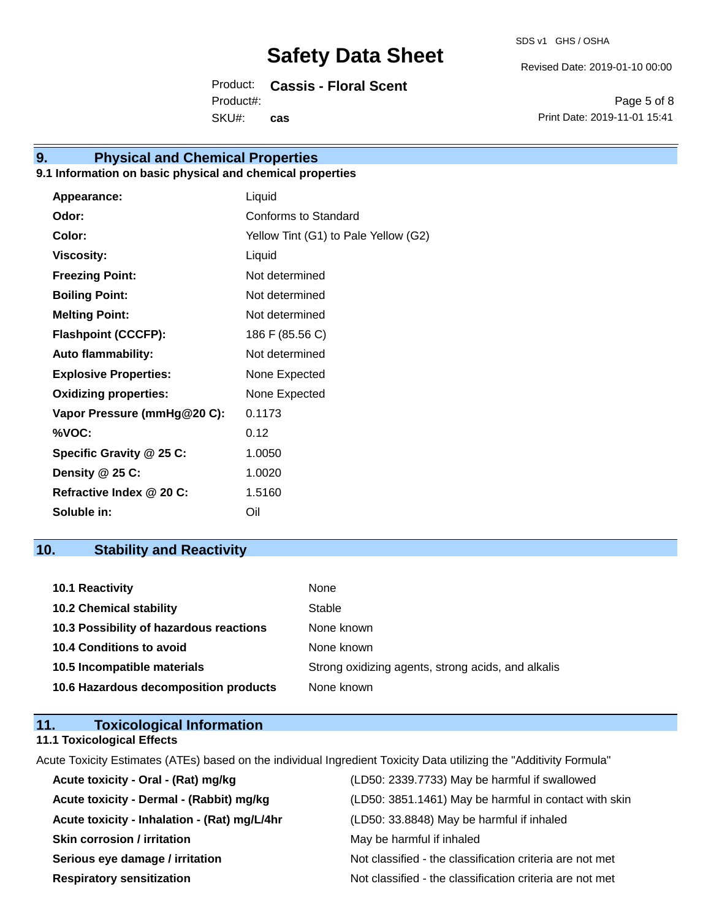## 9. Physical and Chemical Properties

### 9.1 Information on basic physical and chemical properties

| | |
|---|---|
| **Appearance:** | Liquid |
| **Odor:** | Conforms to Standard |
| **Color:** | Yellow Tint (G1) to Pale Yellow (G2) |
| **Viscosity:** | Liquid |
| **Freezing Point:** | Not determined |
| **Boiling Point:** | Not determined |
| **Melting Point:** | Not determined |
| **Flashpoint (CCCFP):** | 186 F (85.56 C) |
| **Auto flammability:** | Not determined |
| **Explosive Properties:** | None Expected |
| **Oxidizing properties:** | None Expected |
| **Vapor Pressure (mmHg@20 C):** | 0.1173 |
| **%VOC:** | 0.12 |
| **Specific Gravity @ 25 C:** | 1.0050 |
| **Density @ 25 C:** | 1.0020 |
| **Refractive Index @ 20 C:** | 1.5160 |
| **Soluble in:** | Oil |

## 10. Stability and Reactivity

| | |
|---|---|
| **10.1 Reactivity** | None |
| **10.2 Chemical stability** | Stable |
| **10.3 Possibility of hazardous reactions** | None known |
| **10.4 Conditions to avoid** | None known |
| **10.5 Incompatible materials** | Strong oxidizing agents, strong acids, and alkalis |
| **10.6 Hazardous decomposition products** | None known |

## 11. Toxicological Information

### 11.1 Toxicological Effects

Acute Toxicity Estimates (ATEs) based on the individual Ingredient Toxicity Data utilizing the "Additivity Formula"

| | |
|---|---|
| **Acute toxicity - Oral - (Rat) mg/kg** | (LD50: 2339.7733) May be harmful if swallowed |
| **Acute toxicity - Dermal - (Rabbit) mg/kg** | (LD50: 3851.1461) May be harmful in contact with skin |
| **Acute toxicity - Inhalation - (Rat) mg/L/4hr** | (LD50: 33.8848) May be harmful if inhaled |
| **Skin corrosion / irritation** | May be harmful if inhaled |
| **Serious eye damage / irritation** | Not classified - the classification criteria are not met |
| **Respiratory sensitization** | Not classified - the classification criteria are not met |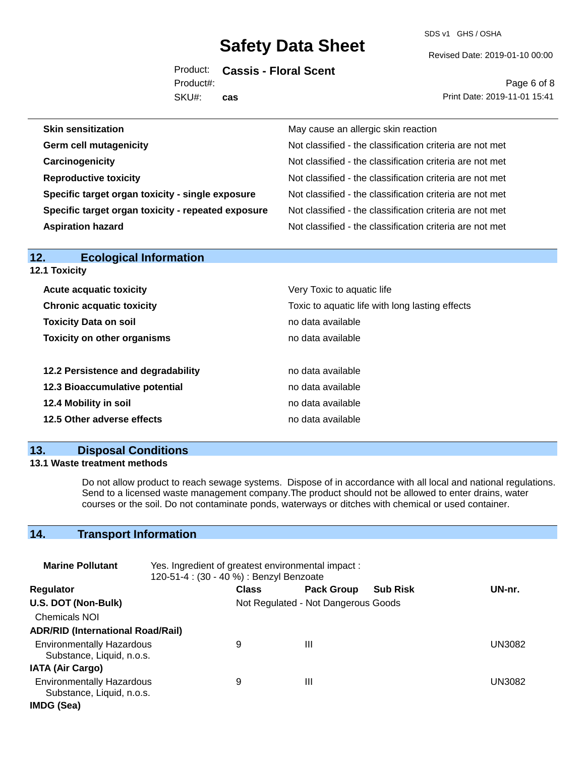| | |
|---|---|
| **Skin sensitization** | May cause an allergic skin reaction |
| **Germ cell mutagenicity** | Not classified - the classification criteria are not met |
| **Carcinogenicity** | Not classified - the classification criteria are not met |
| **Reproductive toxicity** | Not classified - the classification criteria are not met |
| **Specific target organ toxicity - single exposure** | Not classified - the classification criteria are not met |
| **Specific target organ toxicity - repeated exposure** | Not classified - the classification criteria are not met |
| **Aspiration hazard** | Not classified - the classification criteria are not met |

## 12. Ecological Information

### 12.1 Toxicity

| | |
|---|---|
| **Acute acquatic toxicity** | Very Toxic to aquatic life |
| **Chronic acquatic toxicity** | Toxic to aquatic life with long lasting effects |
| **Toxicity Data on soil** | no data available |
| **Toxicity on other organisms** | no data available |

| | |
|---|---|
| **12.2 Persistence and degradability** | no data available |
| **12.3 Bioaccumulative potential** | no data available |
| **12.4 Mobility in soil** | no data available |
| **12.5 Other adverse effects** | no data available |

## 13. Disposal Conditions

### 13.1 Waste treatment methods

Do not allow product to reach sewage systems. Dispose of in accordance with all local and national regulations. Send to a licensed waste management company.The product should not be allowed to enter drains, water courses or the soil. Do not contaminate ponds, waterways or ditches with chemical or used container.

## 14. Transport Information

**Marine Pollutant** Yes. Ingredient of greatest environmental impact : 120-51-4 : (30 - 40 %) : Benzyl Benzoate

| Regulator | Class | Pack Group | Sub Risk | UN-nr. |
|---|---|---|---|---|
| **U.S. DOT (Non-Bulk)** | Not Regulated - Not Dangerous Goods | | | |
| Chemicals NOI | | | | |
| **ADR/RID (International Road/Rail)** | | | | |
| Environmentally Hazardous Substance, Liquid, n.o.s. | 9 | III | | UN3082 |
| **IATA (Air Cargo)** | | | | |
| Environmentally Hazardous Substance, Liquid, n.o.s. | 9 | III | | UN3082 |
| **IMDG (Sea)** | | | | |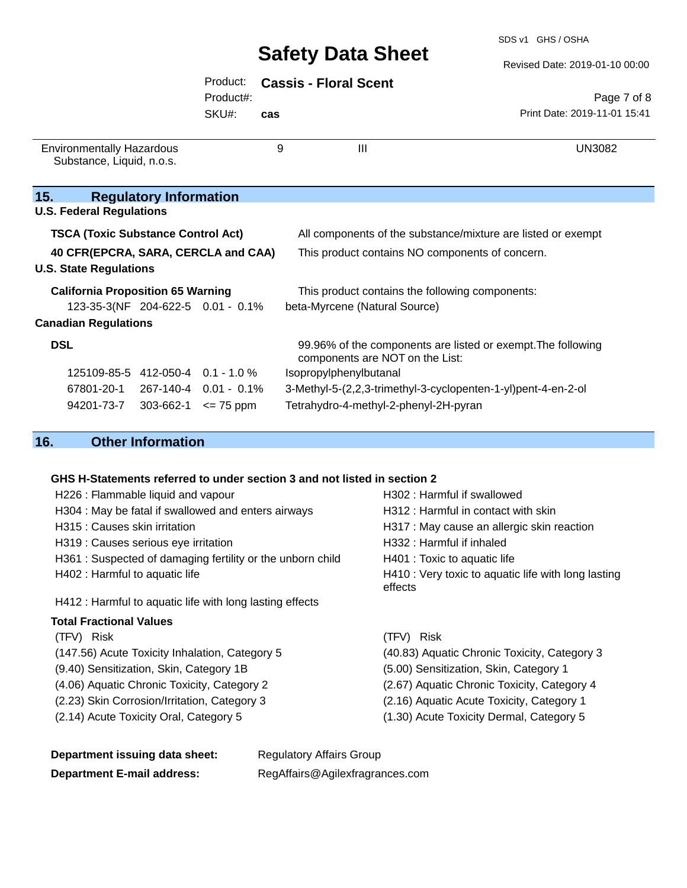| Environmentally Hazardous Substance, Liquid, n.o.s. | 9 | III | UN3082 |
|---|---|---|---|

## 15. Regulatory Information

**U.S. Federal Regulations**

**TSCA (Toxic Substance Control Act)** — All components of the substance/mixture are listed or exempt

**40 CFR(EPCRA, SARA, CERCLA and CAA)** — This product contains NO components of concern.

**U.S. State Regulations**

**California Proposition 65 Warning** — This product contains the following components:

| 123-35-3(NF | 204-622-5 | 0.01 - 0.1% | beta-Myrcene (Natural Source) |
|---|---|---|---|

**Canadian Regulations**

**DSL** — 99.96% of the components are listed or exempt.The following components are NOT on the List:

| 125109-85-5 | 412-050-4 | 0.1 - 1.0 % | Isopropylphenylbutanal |
|---|---|---|---|
| 67801-20-1 | 267-140-4 | 0.01 - 0.1% | 3-Methyl-5-(2,2,3-trimethyl-3-cyclopenten-1-yl)pent-4-en-2-ol |
| 94201-73-7 | 303-662-1 | <= 75 ppm | Tetrahydro-4-methyl-2-phenyl-2H-pyran |

## 16. Other Information

**GHS H-Statements referred to under section 3 and not listed in section 2**

- H226 : Flammable liquid and vapour
- H302 : Harmful if swallowed
- H304 : May be fatal if swallowed and enters airways
- H312 : Harmful in contact with skin
- H315 : Causes skin irritation
- H317 : May cause an allergic skin reaction
- H319 : Causes serious eye irritation
- H332 : Harmful if inhaled
- H361 : Suspected of damaging fertility or the unborn child
- H401 : Toxic to aquatic life
- H402 : Harmful to aquatic life
- H410 : Very toxic to aquatic life with long lasting effects
- H412 : Harmful to aquatic life with long lasting effects

**Total Fractional Values**

| (TFV) Risk | (TFV) Risk |
|---|---|
| (147.56) Acute Toxicity Inhalation, Category 5 | (40.83) Aquatic Chronic Toxicity, Category 3 |
| (9.40) Sensitization, Skin, Category 1B | (5.00) Sensitization, Skin, Category 1 |
| (4.06) Aquatic Chronic Toxicity, Category 2 | (2.67) Aquatic Chronic Toxicity, Category 4 |
| (2.23) Skin Corrosion/Irritation, Category 3 | (2.16) Aquatic Acute Toxicity, Category 1 |
| (2.14) Acute Toxicity Oral, Category 5 | (1.30) Acute Toxicity Dermal, Category 5 |

**Department issuing data sheet:** Regulatory Affairs Group

**Department E-mail address:** RegAffairs@Agilexfragrances.com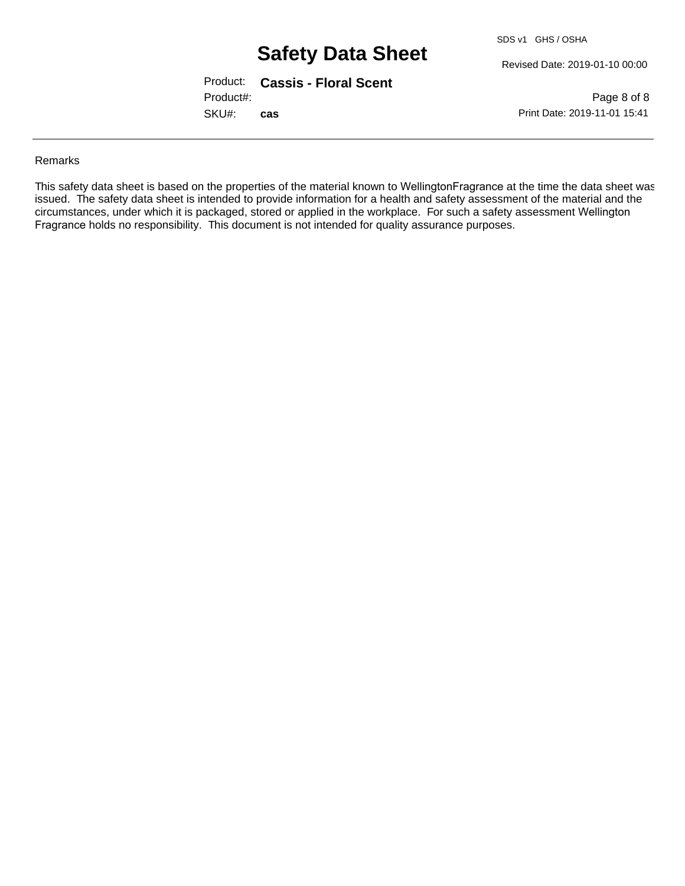Remarks

This safety data sheet is based on the properties of the material known to WellingtonFragrance at the time the data sheet was issued. The safety data sheet is intended to provide information for a health and safety assessment of the material and the circumstances, under which it is packaged, stored or applied in the workplace. For such a safety assessment Wellington Fragrance holds no responsibility. This document is not intended for quality assurance purposes.